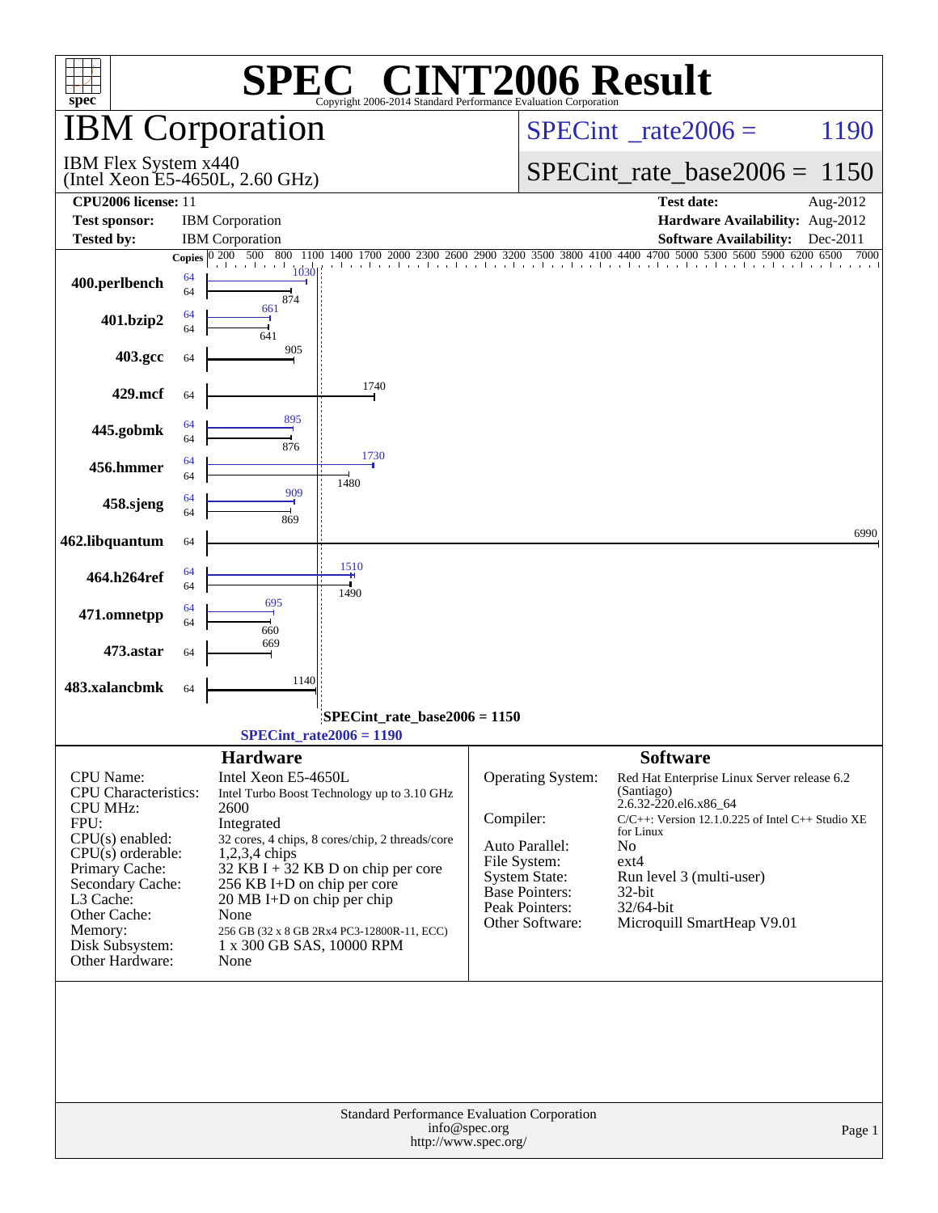# SPEC CINT2006 Result

Copyright 2006-2014 Standard Performance Evaluation Corporation

## IBM Corporation

IBM Flex System x440
(Intel Xeon E5-4650L, 2.60 GHz)

SPECint_rate2006 = 1190

SPECint_rate_base2006 = 1150

| | | | |
|---|---|---|---|
| **CPU2006 license:** | 11 | **Test date:** | Aug-2012 |
| **Test sponsor:** | IBM Corporation | **Hardware Availability:** | Aug-2012 |
| **Tested by:** | IBM Corporation | **Software Availability:** | Dec-2011 |

| Benchmark | Copies | Peak | Base |
|---|---|---|---|
| 400.perlbench | 64 | 1030 | 874 |
| 401.bzip2 | 64 | 661 | 641 |
| 403.gcc | 64 | | 905 |
| 429.mcf | 64 | | 1740 |
| 445.gobmk | 64 | 895 | 876 |
| 456.hmmer | 64 | 1730 | 1480 |
| 458.sjeng | 64 | 909 | 869 |
| 462.libquantum | 64 | | 6990 |
| 464.h264ref | 64 | 1510 | 1490 |
| 471.omnetpp | 64 | 695 | 660 |
| 473.astar | 64 | | 669 |
| 483.xalancbmk | 64 | | 1140 |

SPECint_rate_base2006 = 1150

SPECint_rate2006 = 1190

### Hardware

| | |
|---|---|
| CPU Name: | Intel Xeon E5-4650L |
| CPU Characteristics: | Intel Turbo Boost Technology up to 3.10 GHz |
| CPU MHz: | 2600 |
| FPU: | Integrated |
| CPU(s) enabled: | 32 cores, 4 chips, 8 cores/chip, 2 threads/core |
| CPU(s) orderable: | 1,2,3,4 chips |
| Primary Cache: | 32 KB I + 32 KB D on chip per core |
| Secondary Cache: | 256 KB I+D on chip per core |
| L3 Cache: | 20 MB I+D on chip per chip |
| Other Cache: | None |
| Memory: | 256 GB (32 x 8 GB 2Rx4 PC3-12800R-11, ECC) |
| Disk Subsystem: | 1 x 300 GB SAS, 10000 RPM |
| Other Hardware: | None |

### Software

| | |
|---|---|
| Operating System: | Red Hat Enterprise Linux Server release 6.2 (Santiago) 2.6.32-220.el6.x86_64 |
| Compiler: | C/C++: Version 12.1.0.225 of Intel C++ Studio XE for Linux |
| Auto Parallel: | No |
| File System: | ext4 |
| System State: | Run level 3 (multi-user) |
| Base Pointers: | 32-bit |
| Peak Pointers: | 32/64-bit |
| Other Software: | Microquill SmartHeap V9.01 |

Standard Performance Evaluation Corporation
info@spec.org
http://www.spec.org/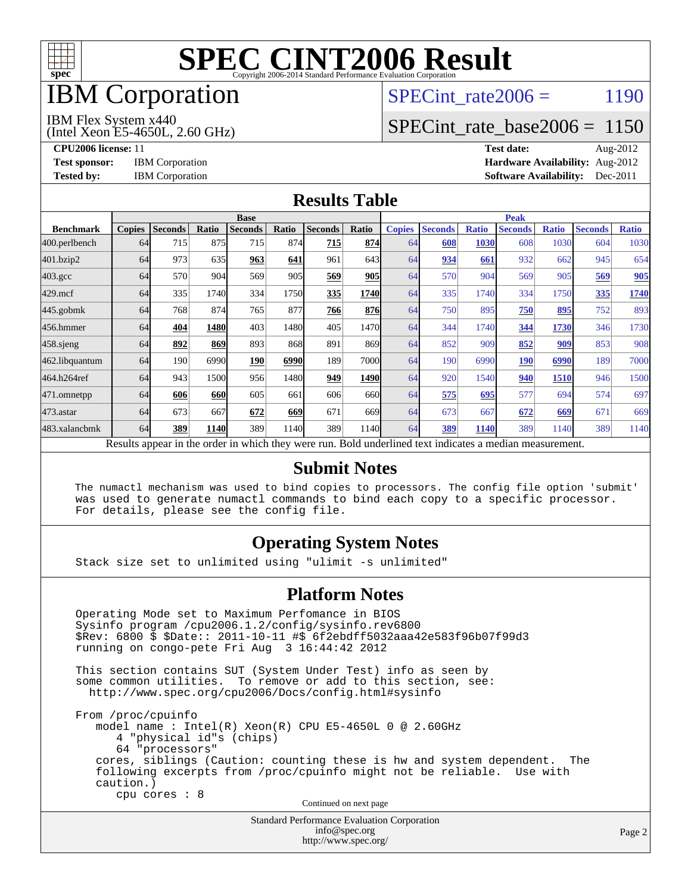# SPEC CINT2006 Result

Copyright 2006-2014 Standard Performance Evaluation Corporation

## IBM Corporation

IBM Flex System x440
(Intel Xeon E5-4650L, 2.60 GHz)

SPECint_rate2006 = 1190

SPECint_rate_base2006 = 1150

**CPU2006 license:** 11
**Test sponsor:** IBM Corporation
**Tested by:** IBM Corporation

**Test date:** Aug-2012
**Hardware Availability:** Aug-2012
**Software Availability:** Dec-2011

## Results Table

| | Base | | | | | | | Peak | | | | | | |
|---|---|---|---|---|---|---|---|---|---|---|---|---|---|---|
| **Benchmark** | **Copies** | **Seconds** | **Ratio** | **Seconds** | **Ratio** | **Seconds** | **Ratio** | **Copies** | **Seconds** | **Ratio** | **Seconds** | **Ratio** | **Seconds** | **Ratio** |
| 400.perlbench | 64 | 715 | 875 | 715 | 874 | **715** | **874** | 64 | **608** | **1030** | 608 | 1030 | 604 | 1030 |
| 401.bzip2 | 64 | 973 | 635 | **963** | **641** | 961 | 643 | 64 | **934** | **661** | 932 | 662 | 945 | 654 |
| 403.gcc | 64 | 570 | 904 | 569 | 905 | **569** | **905** | 64 | 570 | 904 | 569 | 905 | **569** | **905** |
| 429.mcf | 64 | 335 | 1740 | 334 | 1750 | **335** | **1740** | 64 | 335 | 1740 | 334 | 1750 | **335** | **1740** |
| 445.gobmk | 64 | 768 | 874 | 765 | 877 | **766** | **876** | 64 | 750 | 895 | **750** | **895** | 752 | 893 |
| 456.hmmer | 64 | **404** | **1480** | 403 | 1480 | 405 | 1470 | 64 | 344 | 1740 | **344** | **1730** | 346 | 1730 |
| 458.sjeng | 64 | **892** | **869** | 893 | 868 | 891 | 869 | 64 | 852 | 909 | **852** | **909** | 853 | 908 |
| 462.libquantum | 64 | 190 | 6990 | **190** | **6990** | 189 | 7000 | 64 | 190 | 6990 | **190** | **6990** | 189 | 7000 |
| 464.h264ref | 64 | 943 | 1500 | 956 | 1480 | **949** | **1490** | 64 | 920 | 1540 | **940** | **1510** | 946 | 1500 |
| 471.omnetpp | 64 | **606** | **660** | 605 | 661 | 606 | 660 | 64 | **575** | **695** | 577 | 694 | 574 | 697 |
| 473.astar | 64 | 673 | 667 | **672** | **669** | 671 | 669 | 64 | 673 | 667 | **672** | **669** | 671 | 669 |
| 483.xalancbmk | 64 | **389** | **1140** | 389 | 1140 | 389 | 1140 | 64 | **389** | **1140** | 389 | 1140 | 389 | 1140 |

Results appear in the order in which they were run. Bold underlined text indicates a median measurement.

## Submit Notes

```
The numactl mechanism was used to bind copies to processors. The config file option 'submit'
was used to generate numactl commands to bind each copy to a specific processor.
For details, please see the config file.
```

## Operating System Notes

```
Stack size set to unlimited using "ulimit -s unlimited"
```

## Platform Notes

```
Operating Mode set to Maximum Perfomance in BIOS
Sysinfo program /cpu2006.1.2/config/sysinfo.rev6800
$Rev: 6800 $ $Date:: 2011-10-11 #$ 6f2ebdff5032aaa42e583f96b07f99d3
running on congo-pete Fri Aug  3 16:44:42 2012

This section contains SUT (System Under Test) info as seen by
some common utilities.  To remove or add to this section, see:
  http://www.spec.org/cpu2006/Docs/config.html#sysinfo

From /proc/cpuinfo
   model name : Intel(R) Xeon(R) CPU E5-4650L 0 @ 2.60GHz
      4 "physical id"s (chips)
      64 "processors"
   cores, siblings (Caution: counting these is hw and system dependent.  The
   following excerpts from /proc/cpuinfo might not be reliable.  Use with
   caution.)
      cpu cores : 8
```

Continued on next page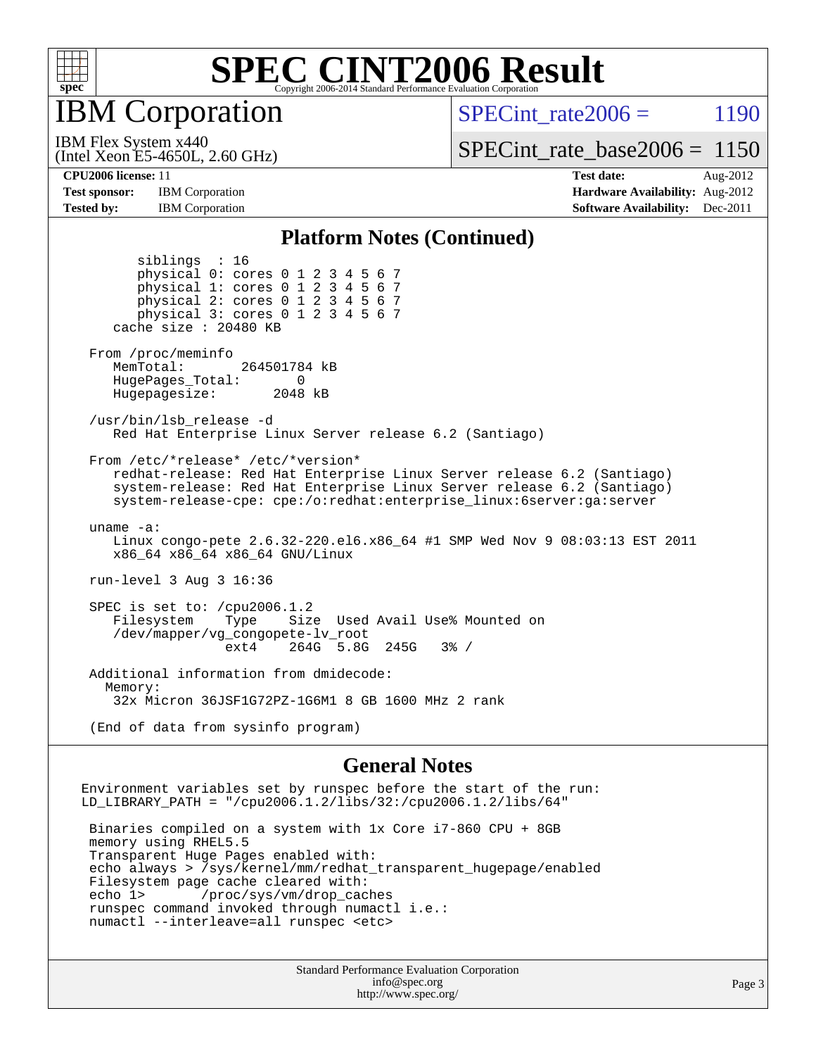# SPEC CINT2006 Result

## IBM Corporation

IBM Flex System x440
(Intel Xeon E5-4650L, 2.60 GHz)

SPECint_rate2006 = 1190

SPECint_rate_base2006 = 1150

| | | | |
|---|---|---|---|
| **CPU2006 license:** 11 | | **Test date:** | Aug-2012 |
| **Test sponsor:** | IBM Corporation | **Hardware Availability:** | Aug-2012 |
| **Tested by:** | IBM Corporation | **Software Availability:** | Dec-2011 |

### Platform Notes (Continued)

```
        siblings  : 16
        physical 0: cores 0 1 2 3 4 5 6 7
        physical 1: cores 0 1 2 3 4 5 6 7
        physical 2: cores 0 1 2 3 4 5 6 7
        physical 3: cores 0 1 2 3 4 5 6 7
     cache size : 20480 KB

  From /proc/meminfo
     MemTotal:       264501784 kB
     HugePages_Total:       0
     Hugepagesize:       2048 kB

  /usr/bin/lsb_release -d
     Red Hat Enterprise Linux Server release 6.2 (Santiago)

  From /etc/*release* /etc/*version*
     redhat-release: Red Hat Enterprise Linux Server release 6.2 (Santiago)
     system-release: Red Hat Enterprise Linux Server release 6.2 (Santiago)
     system-release-cpe: cpe:/o:redhat:enterprise_linux:6server:ga:server

  uname -a:
     Linux congo-pete 2.6.32-220.el6.x86_64 #1 SMP Wed Nov 9 08:03:13 EST 2011
     x86_64 x86_64 x86_64 GNU/Linux

  run-level 3 Aug 3 16:36

  SPEC is set to: /cpu2006.1.2
     Filesystem    Type    Size  Used Avail Use% Mounted on
     /dev/mapper/vg_congopete-lv_root
                   ext4    264G  5.8G  245G   3% /

  Additional information from dmidecode:
    Memory:
     32x Micron 36JSF1G72PZ-1G6M1 8 GB 1600 MHz 2 rank

  (End of data from sysinfo program)
```

### General Notes

```
Environment variables set by runspec before the start of the run:
LD_LIBRARY_PATH = "/cpu2006.1.2/libs/32:/cpu2006.1.2/libs/64"

 Binaries compiled on a system with 1x Core i7-860 CPU + 8GB
 memory using RHEL5.5
 Transparent Huge Pages enabled with:
 echo always > /sys/kernel/mm/redhat_transparent_hugepage/enabled
 Filesystem page cache cleared with:
 echo 1>       /proc/sys/vm/drop_caches
 runspec command invoked through numactl i.e.:
 numactl --interleave=all runspec <etc>
```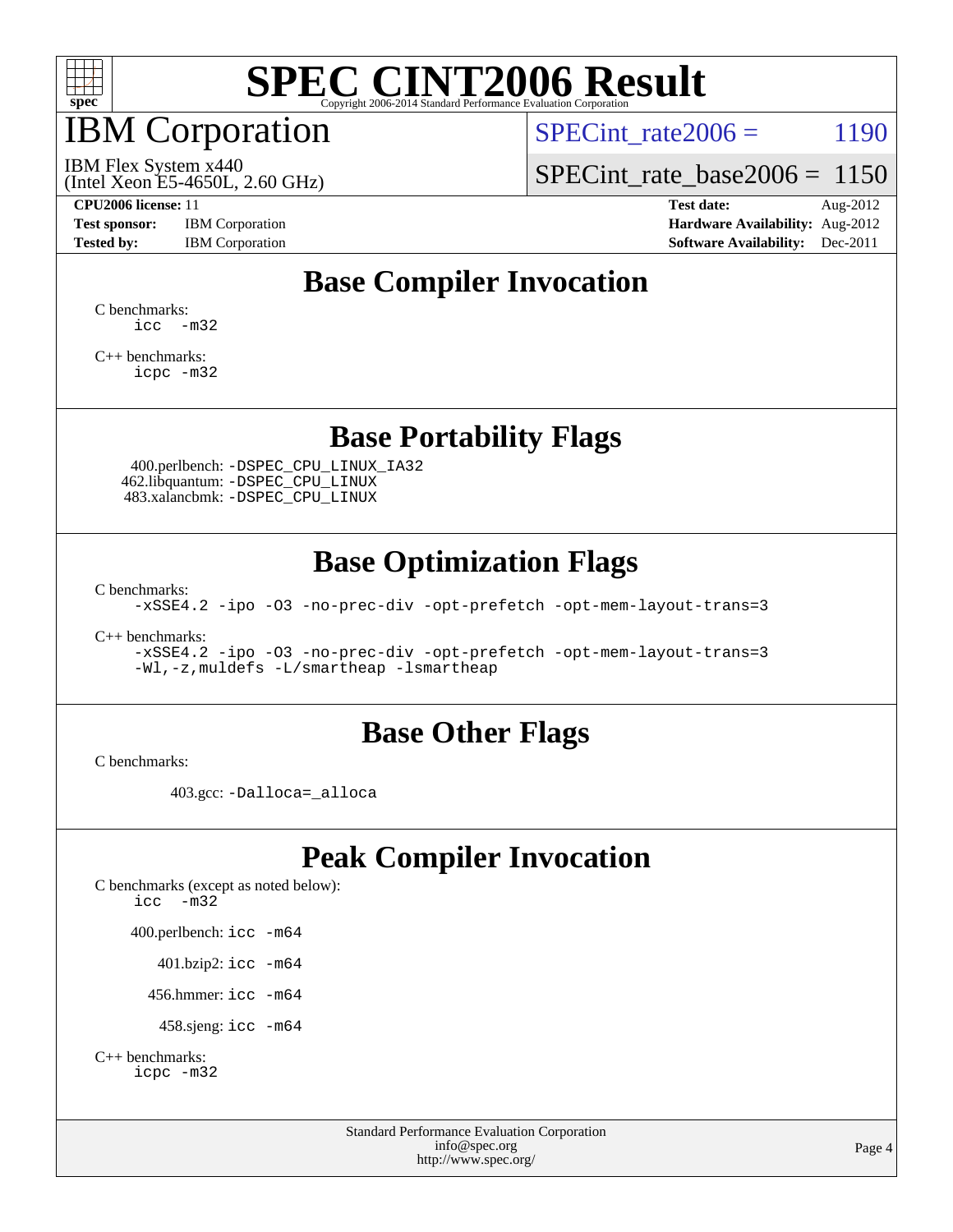# SPEC CINT2006 Result

Copyright 2006-2014 Standard Performance Evaluation Corporation

## IBM Corporation

IBM Flex System x440
(Intel Xeon E5-4650L, 2.60 GHz)

SPECint_rate2006 = 1190

SPECint_rate_base2006 = 1150

**CPU2006 license:** 11
**Test sponsor:** IBM Corporation
**Tested by:** IBM Corporation

**Test date:** Aug-2012
**Hardware Availability:** Aug-2012
**Software Availability:** Dec-2011

## Base Compiler Invocation

C benchmarks:
```
icc -m32
```

C++ benchmarks:
```
icpc -m32
```

## Base Portability Flags

400.perlbench: `-DSPEC_CPU_LINUX_IA32`
462.libquantum: `-DSPEC_CPU_LINUX`
483.xalancbmk: `-DSPEC_CPU_LINUX`

## Base Optimization Flags

C benchmarks:
```
-xSSE4.2 -ipo -O3 -no-prec-div -opt-prefetch -opt-mem-layout-trans=3
```

C++ benchmarks:
```
-xSSE4.2 -ipo -O3 -no-prec-div -opt-prefetch -opt-mem-layout-trans=3
-Wl,-z,muldefs -L/smartheap -lsmartheap
```

## Base Other Flags

C benchmarks:

403.gcc: `-Dalloca=_alloca`

## Peak Compiler Invocation

C benchmarks (except as noted below):
```
icc -m32
```

400.perlbench: `icc -m64`

401.bzip2: `icc -m64`

456.hmmer: `icc -m64`

458.sjeng: `icc -m64`

C++ benchmarks:
```
icpc -m32
```

Standard Performance Evaluation Corporation
info@spec.org
http://www.spec.org/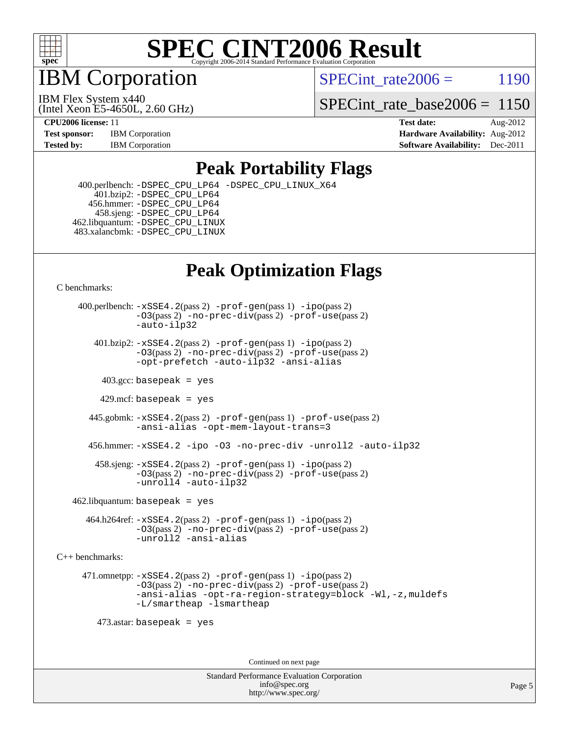# SPEC CINT2006 Result

Copyright 2006-2014 Standard Performance Evaluation Corporation

## IBM Corporation

IBM Flex System x440
(Intel Xeon E5-4650L, 2.60 GHz)

SPECint_rate2006 = 1190

SPECint_rate_base2006 = 1150

| | | | |
|---|---|---|---|
| **CPU2006 license:** 11 | | **Test date:** | Aug-2012 |
| **Test sponsor:** | IBM Corporation | **Hardware Availability:** | Aug-2012 |
| **Tested by:** | IBM Corporation | **Software Availability:** | Dec-2011 |

## Peak Portability Flags

400.perlbench: `-DSPEC_CPU_LP64 -DSPEC_CPU_LINUX_X64`
401.bzip2: `-DSPEC_CPU_LP64`
456.hmmer: `-DSPEC_CPU_LP64`
458.sjeng: `-DSPEC_CPU_LP64`
462.libquantum: `-DSPEC_CPU_LINUX`
483.xalancbmk: `-DSPEC_CPU_LINUX`

## Peak Optimization Flags

C benchmarks:

400.perlbench: `-xSSE4.2`(pass 2) `-prof-gen`(pass 1) `-ipo`(pass 2) `-O3`(pass 2) `-no-prec-div`(pass 2) `-prof-use`(pass 2) `-auto-ilp32`

401.bzip2: `-xSSE4.2`(pass 2) `-prof-gen`(pass 1) `-ipo`(pass 2) `-O3`(pass 2) `-no-prec-div`(pass 2) `-prof-use`(pass 2) `-opt-prefetch -auto-ilp32 -ansi-alias`

403.gcc: `basepeak = yes`

429.mcf: `basepeak = yes`

445.gobmk: `-xSSE4.2`(pass 2) `-prof-gen`(pass 1) `-prof-use`(pass 2) `-ansi-alias -opt-mem-layout-trans=3`

456.hmmer: `-xSSE4.2 -ipo -O3 -no-prec-div -unroll2 -auto-ilp32`

458.sjeng: `-xSSE4.2`(pass 2) `-prof-gen`(pass 1) `-ipo`(pass 2) `-O3`(pass 2) `-no-prec-div`(pass 2) `-prof-use`(pass 2) `-unroll4 -auto-ilp32`

462.libquantum: `basepeak = yes`

464.h264ref: `-xSSE4.2`(pass 2) `-prof-gen`(pass 1) `-ipo`(pass 2) `-O3`(pass 2) `-no-prec-div`(pass 2) `-prof-use`(pass 2) `-unroll2 -ansi-alias`

C++ benchmarks:

471.omnetpp: `-xSSE4.2`(pass 2) `-prof-gen`(pass 1) `-ipo`(pass 2) `-O3`(pass 2) `-no-prec-div`(pass 2) `-prof-use`(pass 2) `-ansi-alias -opt-ra-region-strategy=block -Wl,-z,muldefs -L/smartheap -lsmartheap`

473.astar: `basepeak = yes`

Continued on next page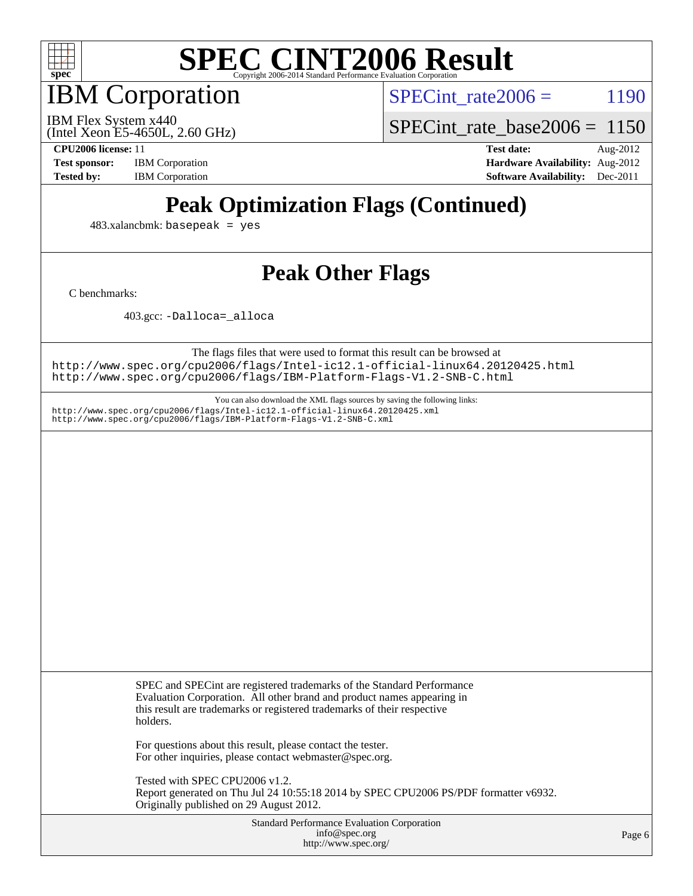## Peak Optimization Flags (Continued)

483.xalancbmk: basepeak = yes

## Peak Other Flags

C benchmarks:

403.gcc: -Dalloca=_alloca

The flags files that were used to format this result can be browsed at
http://www.spec.org/cpu2006/flags/Intel-ic12.1-official-linux64.20120425.html
http://www.spec.org/cpu2006/flags/IBM-Platform-Flags-V1.2-SNB-C.html

You can also download the XML flags sources by saving the following links:
http://www.spec.org/cpu2006/flags/Intel-ic12.1-official-linux64.20120425.xml
http://www.spec.org/cpu2006/flags/IBM-Platform-Flags-V1.2-SNB-C.xml

SPEC and SPECint are registered trademarks of the Standard Performance Evaluation Corporation. All other brand and product names appearing in this result are trademarks or registered trademarks of their respective holders.

For questions about this result, please contact the tester.
For other inquiries, please contact webmaster@spec.org.

Tested with SPEC CPU2006 v1.2.
Report generated on Thu Jul 24 10:55:18 2014 by SPEC CPU2006 PS/PDF formatter v6932.
Originally published on 29 August 2012.